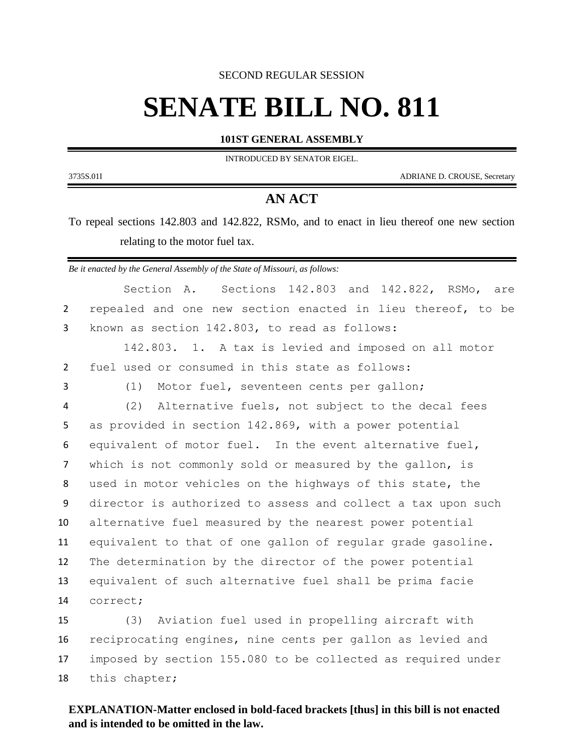SECOND REGULAR SESSION

# SENATE BILL NO. 811

**101ST GENERAL ASSEMBLY**

INTRODUCED BY SENATOR EIGEL.

3735S.01I ADRIANE D. CROUSE, Secretary

## AN ACT

To repeal sections 142.803 and 142.822, RSMo, and to enact in lieu thereof one new section relating to the motor fuel tax.

*Be it enacted by the General Assembly of the State of Missouri, as follows:*

Section A. Sections 142.803 and 142.822, RSMo, are repealed and one new section enacted in lieu thereof, to be known as section 142.803, to read as follows:

142.803. 1. A tax is levied and imposed on all motor fuel used or consumed in this state as follows:

(1) Motor fuel, seventeen cents per gallon;

(2) Alternative fuels, not subject to the decal fees as provided in section 142.869, with a power potential equivalent of motor fuel. In the event alternative fuel, which is not commonly sold or measured by the gallon, is used in motor vehicles on the highways of this state, the director is authorized to assess and collect a tax upon such alternative fuel measured by the nearest power potential equivalent to that of one gallon of regular grade gasoline. The determination by the director of the power potential equivalent of such alternative fuel shall be prima facie correct;

(3) Aviation fuel used in propelling aircraft with reciprocating engines, nine cents per gallon as levied and imposed by section 155.080 to be collected as required under this chapter;

**EXPLANATION-Matter enclosed in bold-faced brackets [thus] in this bill is not enacted and is intended to be omitted in the law.**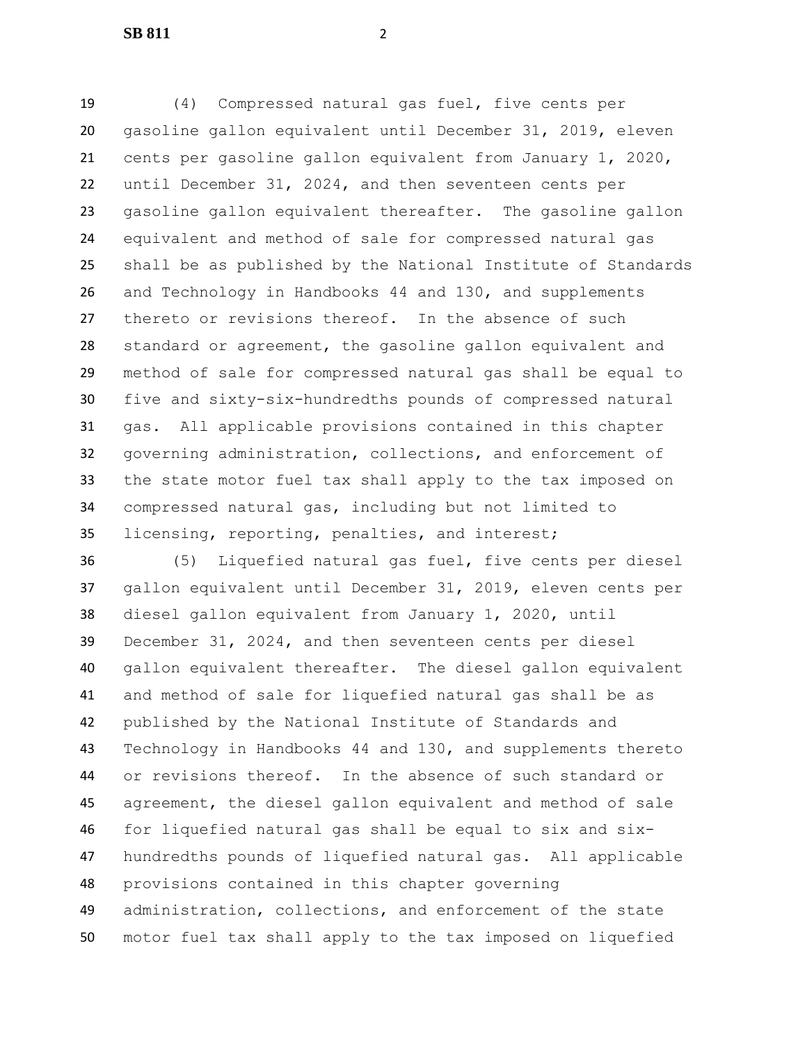(4) Compressed natural gas fuel, five cents per gasoline gallon equivalent until December 31, 2019, eleven cents per gasoline gallon equivalent from January 1, 2020, until December 31, 2024, and then seventeen cents per gasoline gallon equivalent thereafter. The gasoline gallon equivalent and method of sale for compressed natural gas shall be as published by the National Institute of Standards and Technology in Handbooks 44 and 130, and supplements thereto or revisions thereof. In the absence of such standard or agreement, the gasoline gallon equivalent and method of sale for compressed natural gas shall be equal to five and sixty-six-hundredths pounds of compressed natural gas. All applicable provisions contained in this chapter governing administration, collections, and enforcement of the state motor fuel tax shall apply to the tax imposed on compressed natural gas, including but not limited to licensing, reporting, penalties, and interest;

(5) Liquefied natural gas fuel, five cents per diesel gallon equivalent until December 31, 2019, eleven cents per diesel gallon equivalent from January 1, 2020, until December 31, 2024, and then seventeen cents per diesel gallon equivalent thereafter. The diesel gallon equivalent and method of sale for liquefied natural gas shall be as published by the National Institute of Standards and Technology in Handbooks 44 and 130, and supplements thereto or revisions thereof. In the absence of such standard or agreement, the diesel gallon equivalent and method of sale for liquefied natural gas shall be equal to six and six-hundredths pounds of liquefied natural gas. All applicable provisions contained in this chapter governing administration, collections, and enforcement of the state motor fuel tax shall apply to the tax imposed on liquefied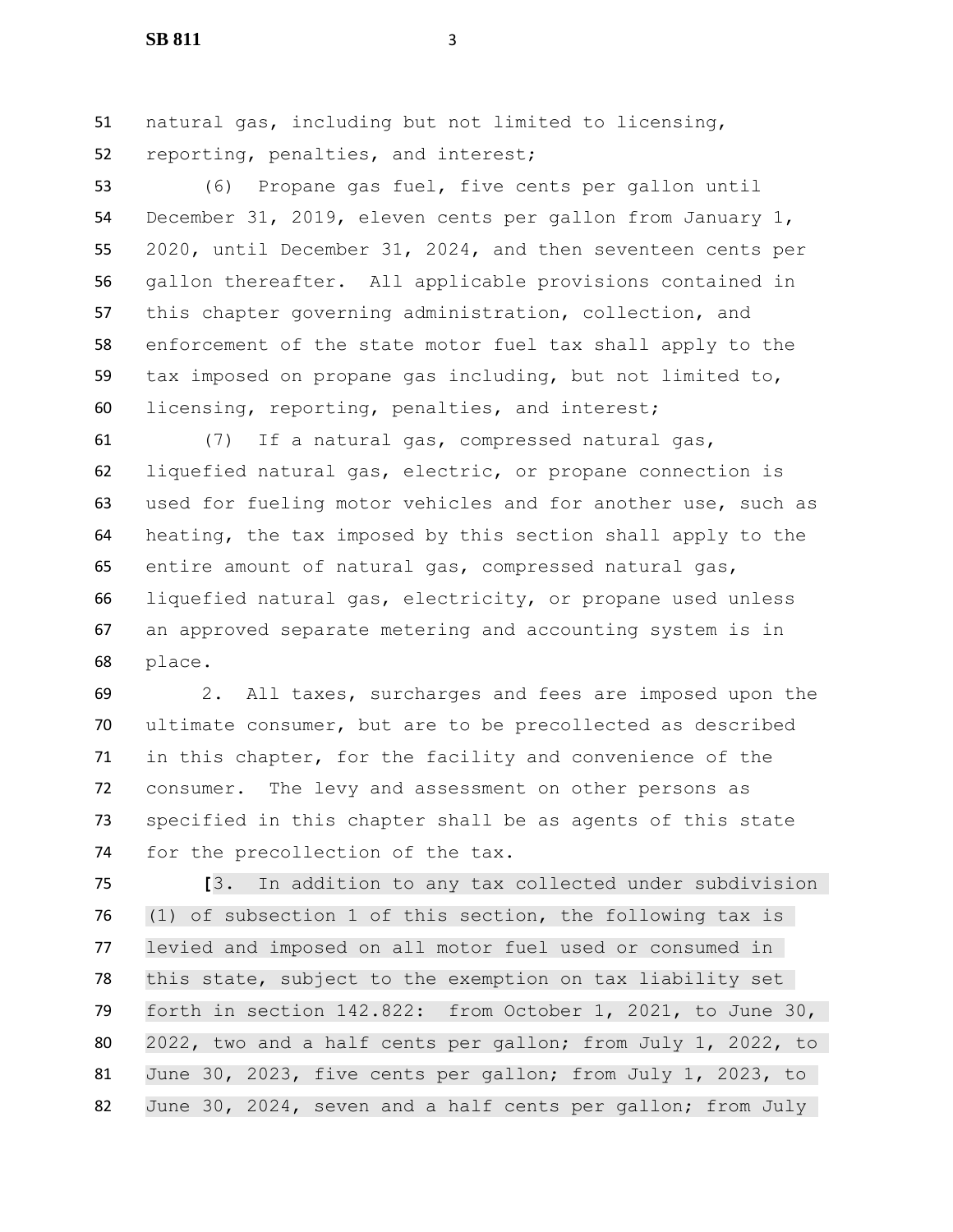natural gas, including but not limited to licensing, reporting, penalties, and interest;

(6) Propane gas fuel, five cents per gallon until December 31, 2019, eleven cents per gallon from January 1, 2020, until December 31, 2024, and then seventeen cents per gallon thereafter. All applicable provisions contained in this chapter governing administration, collection, and enforcement of the state motor fuel tax shall apply to the tax imposed on propane gas including, but not limited to, licensing, reporting, penalties, and interest;

(7) If a natural gas, compressed natural gas, liquefied natural gas, electric, or propane connection is used for fueling motor vehicles and for another use, such as heating, the tax imposed by this section shall apply to the entire amount of natural gas, compressed natural gas, liquefied natural gas, electricity, or propane used unless an approved separate metering and accounting system is in place.

2. All taxes, surcharges and fees are imposed upon the ultimate consumer, but are to be precollected as described in this chapter, for the facility and convenience of the consumer. The levy and assessment on other persons as specified in this chapter shall be as agents of this state for the precollection of the tax.

[3. In addition to any tax collected under subdivision (1) of subsection 1 of this section, the following tax is levied and imposed on all motor fuel used or consumed in this state, subject to the exemption on tax liability set forth in section 142.822: from October 1, 2021, to June 30, 2022, two and a half cents per gallon; from July 1, 2022, to June 30, 2023, five cents per gallon; from July 1, 2023, to June 30, 2024, seven and a half cents per gallon; from July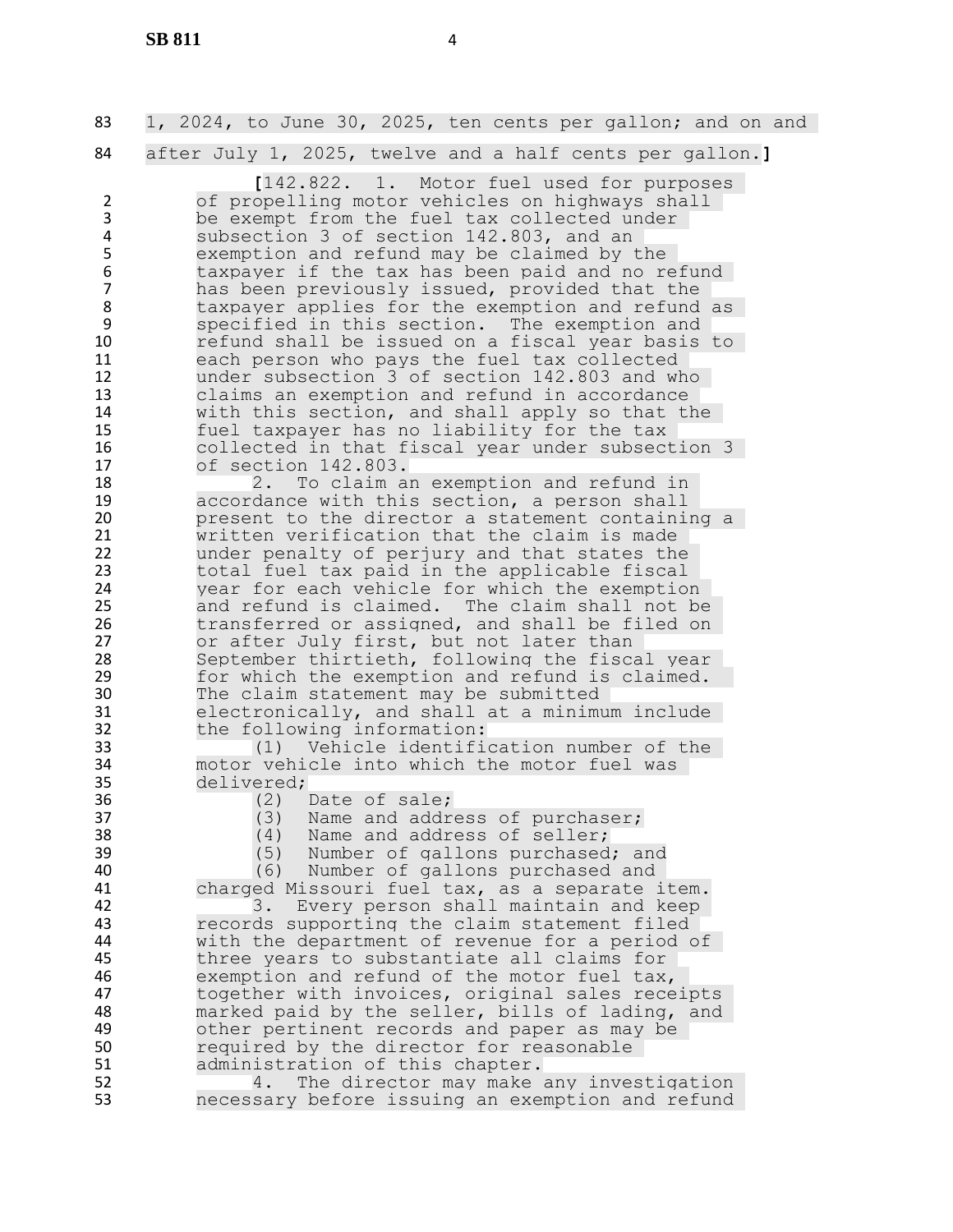1, 2024, to June 30, 2025, ten cents per gallon; and on and after July 1, 2025, twelve and a half cents per gallon.]

[142.822. 1. Motor fuel used for purposes of propelling motor vehicles on highways shall be exempt from the fuel tax collected under subsection 3 of section 142.803, and an exemption and refund may be claimed by the taxpayer if the tax has been paid and no refund has been previously issued, provided that the taxpayer applies for the exemption and refund as specified in this section. The exemption and refund shall be issued on a fiscal year basis to each person who pays the fuel tax collected under subsection 3 of section 142.803 and who claims an exemption and refund in accordance with this section, and shall apply so that the fuel taxpayer has no liability for the tax collected in that fiscal year under subsection 3 of section 142.803.

2. To claim an exemption and refund in accordance with this section, a person shall present to the director a statement containing a written verification that the claim is made under penalty of perjury and that states the total fuel tax paid in the applicable fiscal year for each vehicle for which the exemption and refund is claimed. The claim shall not be transferred or assigned, and shall be filed on or after July first, but not later than September thirtieth, following the fiscal year for which the exemption and refund is claimed. The claim statement may be submitted electronically, and shall at a minimum include the following information:

(1) Vehicle identification number of the motor vehicle into which the motor fuel was delivered;

(2) Date of sale;

(3) Name and address of purchaser;

(4) Name and address of seller;

(5) Number of gallons purchased; and

(6) Number of gallons purchased and charged Missouri fuel tax, as a separate item.

3. Every person shall maintain and keep records supporting the claim statement filed with the department of revenue for a period of three years to substantiate all claims for exemption and refund of the motor fuel tax, together with invoices, original sales receipts marked paid by the seller, bills of lading, and other pertinent records and paper as may be required by the director for reasonable administration of this chapter.

4. The director may make any investigation necessary before issuing an exemption and refund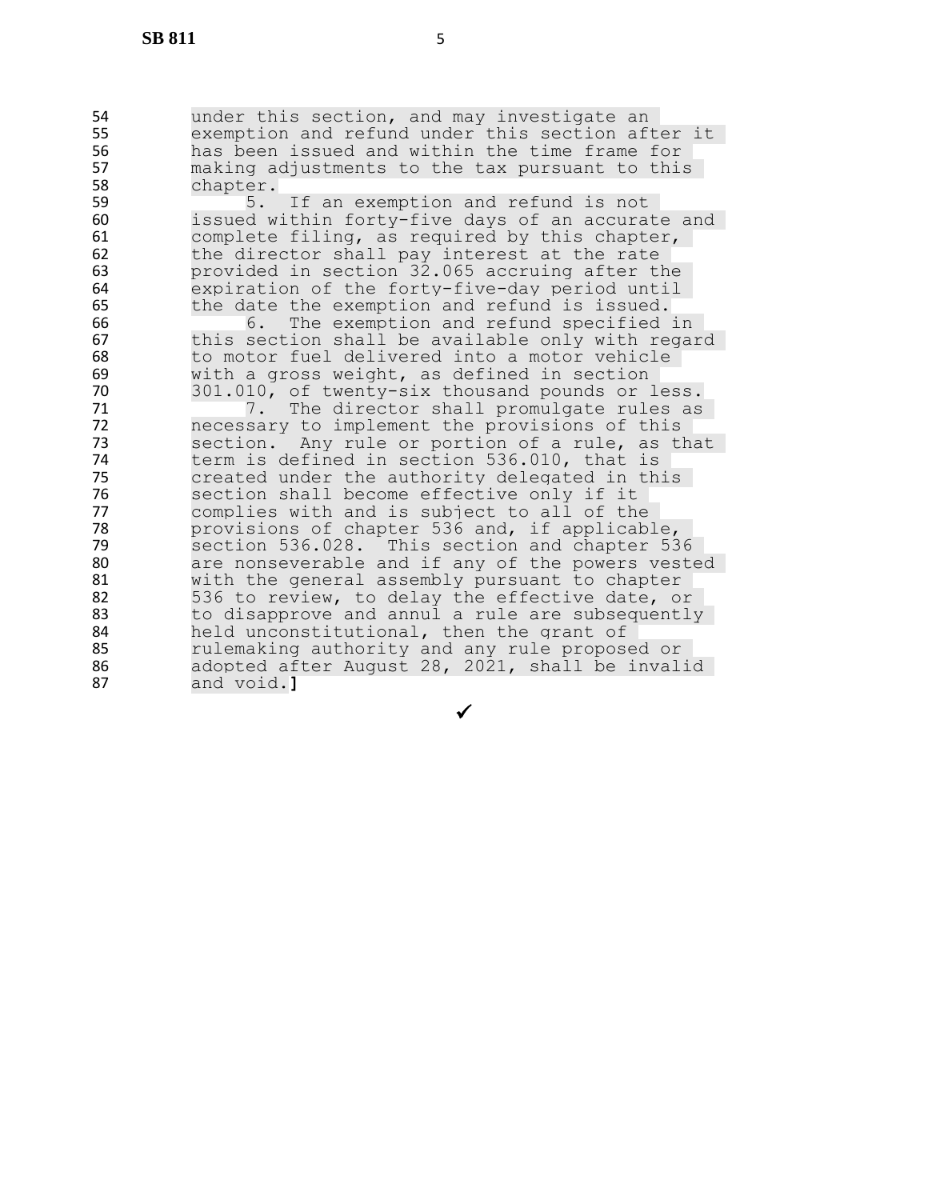under this section, and may investigate an exemption and refund under this section after it has been issued and within the time frame for making adjustments to the tax pursuant to this chapter.

5. If an exemption and refund is not issued within forty-five days of an accurate and complete filing, as required by this chapter, the director shall pay interest at the rate provided in section 32.065 accruing after the expiration of the forty-five-day period until the date the exemption and refund is issued.

6. The exemption and refund specified in this section shall be available only with regard to motor fuel delivered into a motor vehicle with a gross weight, as defined in section 301.010, of twenty-six thousand pounds or less.

7. The director shall promulgate rules as necessary to implement the provisions of this section. Any rule or portion of a rule, as that term is defined in section 536.010, that is created under the authority delegated in this section shall become effective only if it complies with and is subject to all of the provisions of chapter 536 and, if applicable, section 536.028. This section and chapter 536 are nonseverable and if any of the powers vested with the general assembly pursuant to chapter 536 to review, to delay the effective date, or to disapprove and annul a rule are subsequently held unconstitutional, then the grant of rulemaking authority and any rule proposed or adopted after August 28, 2021, shall be invalid and void.]

✔